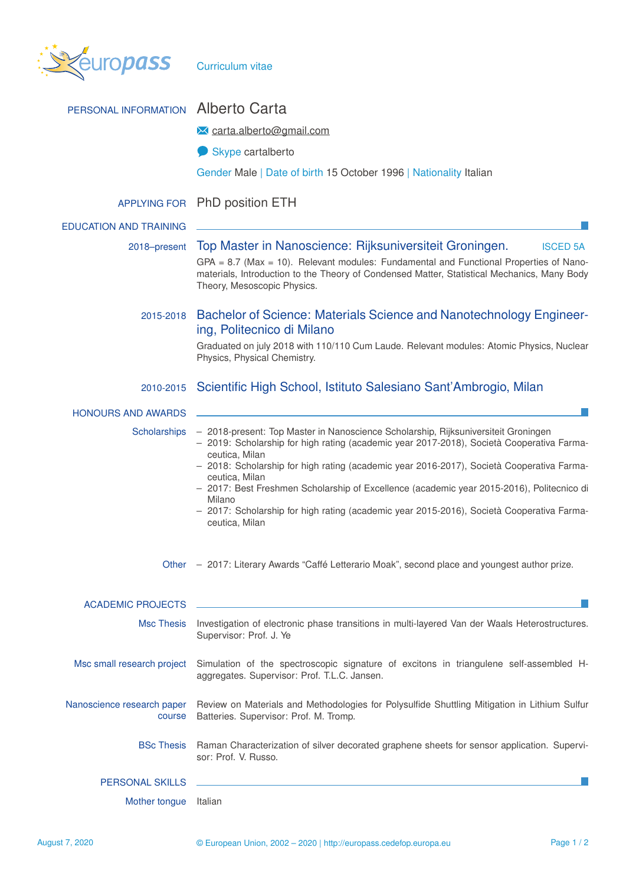europass Curriculum vitae

## PERSONAL INFORMATION

# Alberto Carta

carta.alberto@gmail.com

Skype cartalberto

Gender Male | Date of birth 15 October 1996 | Nationality Italian

## APPLYING FOR

PhD position ETH

## EDUCATION AND TRAINING

**2018–present** — **Top Master in Nanoscience: Rijksuniversiteit Groningen.** ISCED 5A

GPA = 8.7 (Max = 10). Relevant modules: Fundamental and Functional Properties of Nano-materials, Introduction to the Theory of Condensed Matter, Statistical Mechanics, Many Body Theory, Mesoscopic Physics.

**2015-2018** — **Bachelor of Science: Materials Science and Nanotechnology Engineering, Politecnico di Milano**

Graduated on july 2018 with 110/110 Cum Laude. Relevant modules: Atomic Physics, Nuclear Physics, Physical Chemistry.

**2010-2015** — **Scientific High School, Istituto Salesiano Sant'Ambrogio, Milan**

## HONOURS AND AWARDS

**Scholarships**

- 2018-present: Top Master in Nanoscience Scholarship, Rijksuniversiteit Groningen
- 2019: Scholarship for high rating (academic year 2017-2018), Società Cooperativa Farmaceutica, Milan
- 2018: Scholarship for high rating (academic year 2016-2017), Società Cooperativa Farmaceutica, Milan
- 2017: Best Freshmen Scholarship of Excellence (academic year 2015-2016), Politecnico di Milano
- 2017: Scholarship for high rating (academic year 2015-2016), Società Cooperativa Farmaceutica, Milan

**Other**

- 2017: Literary Awards "Caffé Letterario Moak", second place and youngest author prize.

## ACADEMIC PROJECTS

**Msc Thesis** — Investigation of electronic phase transitions in multi-layered Van der Waals Heterostructures. Supervisor: Prof. J. Ye

**Msc small research project** — Simulation of the spectroscopic signature of excitons in triangulene self-assembled H-aggregates. Supervisor: Prof. T.L.C. Jansen.

**Nanoscience research paper course** — Review on Materials and Methodologies for Polysulfide Shuttling Mitigation in Lithium Sulfur Batteries. Supervisor: Prof. M. Tromp.

**BSc Thesis** — Raman Characterization of silver decorated graphene sheets for sensor application. Supervisor: Prof. V. Russo.

## PERSONAL SKILLS

**Mother tongue** — Italian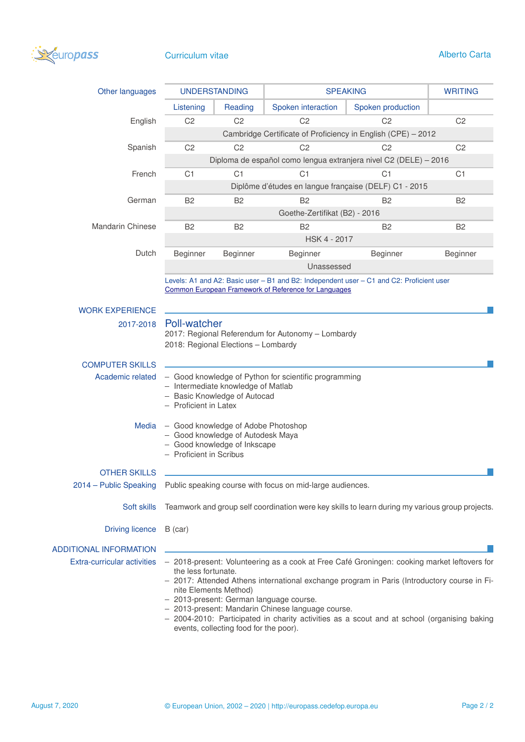## Other languages

| | UNDERSTANDING | | SPEAKING | | WRITING |
|---|---|---|---|---|---|
| | Listening | Reading | Spoken interaction | Spoken production | |
| English | C2 | C2 | C2 | C2 | C2 |
| | Cambridge Certificate of Proficiency in English (CPE) – 2012 | | | | |
| Spanish | C2 | C2 | C2 | C2 | C2 |
| | Diploma de español como lengua extranjera nivel C2 (DELE) – 2016 | | | | |
| French | C1 | C1 | C1 | C1 | C1 |
| | Diplôme d'études en langue française (DELF) C1 - 2015 | | | | |
| German | B2 | B2 | B2 | B2 | B2 |
| | Goethe-Zertifikat (B2) - 2016 | | | | |
| Mandarin Chinese | B2 | B2 | B2 | B2 | B2 |
| | HSK 4 - 2017 | | | | |
| Dutch | Beginner | Beginner | Beginner | Beginner | Beginner |
| | Unassessed | | | | |

Levels: A1 and A2: Basic user – B1 and B2: Independent user – C1 and C2: Proficient user
Common European Framework of Reference for Languages

## WORK EXPERIENCE

**2017-2018** — **Poll-watcher**
2017: Regional Referendum for Autonomy – Lombardy
2018: Regional Elections – Lombardy

## COMPUTER SKILLS

**Academic related**
- Good knowledge of Python for scientific programming
- Intermediate knowledge of Matlab
- Basic Knowledge of Autocad
- Proficient in Latex

**Media**
- Good knowledge of Adobe Photoshop
- Good knowledge of Autodesk Maya
- Good knowledge of Inkscape
- Proficient in Scribus

## OTHER SKILLS

**2014 – Public Speaking** — Public speaking course with focus on mid-large audiences.

**Soft skills** — Teamwork and group self coordination were key skills to learn during my various group projects.

**Driving licence** — B (car)

## ADDITIONAL INFORMATION

**Extra-curricular activities**
- 2018-present: Volunteering as a cook at Free Café Groningen: cooking market leftovers for the less fortunate.
- 2017: Attended Athens international exchange program in Paris (Introductory course in Finite Elements Method)
- 2013-present: German language course.
- 2013-present: Mandarin Chinese language course.
- 2004-2010: Participated in charity activities as a scout and at school (organising baking events, collecting food for the poor).